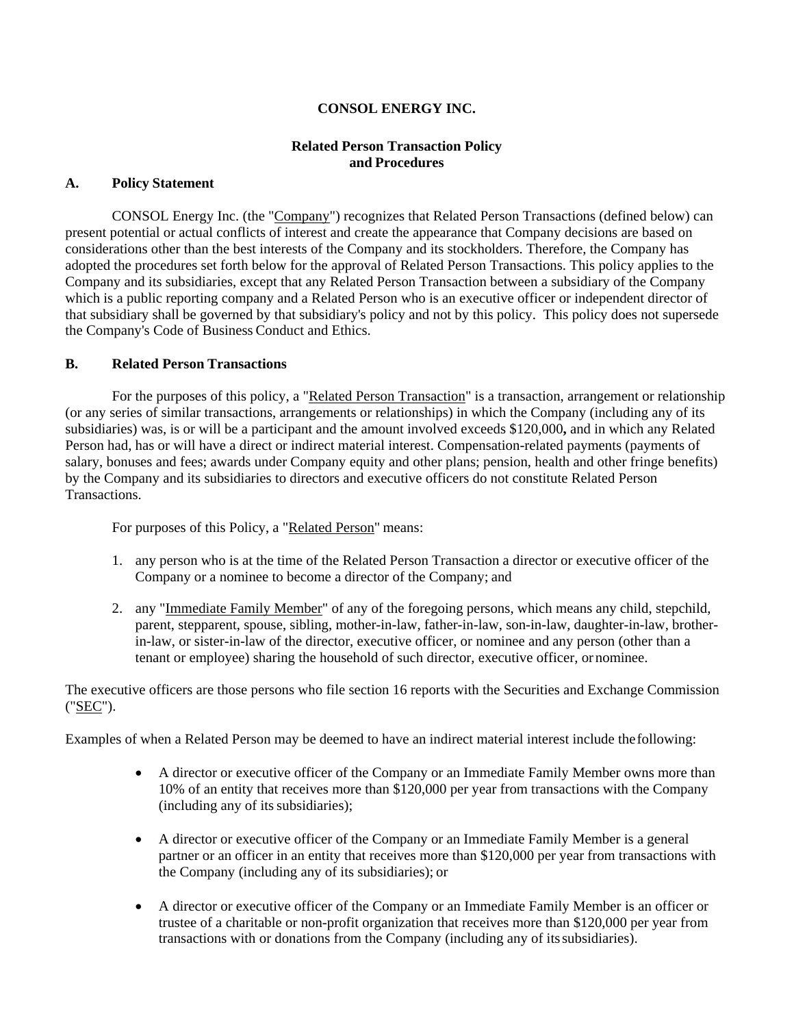**CONSOL ENERGY INC.**

**Related Person Transaction Policy and Procedures**

## A. Policy Statement

CONSOL Energy Inc. (the "Company") recognizes that Related Person Transactions (defined below) can present potential or actual conflicts of interest and create the appearance that Company decisions are based on considerations other than the best interests of the Company and its stockholders. Therefore, the Company has adopted the procedures set forth below for the approval of Related Person Transactions. This policy applies to the Company and its subsidiaries, except that any Related Person Transaction between a subsidiary of the Company which is a public reporting company and a Related Person who is an executive officer or independent director of that subsidiary shall be governed by that subsidiary's policy and not by this policy. This policy does not supersede the Company's Code of Business Conduct and Ethics.

## B. Related Person Transactions

For the purposes of this policy, a "Related Person Transaction" is a transaction, arrangement or relationship (or any series of similar transactions, arrangements or relationships) in which the Company (including any of its subsidiaries) was, is or will be a participant and the amount involved exceeds $120,000**,** and in which any Related Person had, has or will have a direct or indirect material interest. Compensation-related payments (payments of salary, bonuses and fees; awards under Company equity and other plans; pension, health and other fringe benefits) by the Company and its subsidiaries to directors and executive officers do not constitute Related Person Transactions.

For purposes of this Policy, a "Related Person" means:

1. any person who is at the time of the Related Person Transaction a director or executive officer of the Company or a nominee to become a director of the Company; and
2. any "Immediate Family Member" of any of the foregoing persons, which means any child, stepchild, parent, stepparent, spouse, sibling, mother-in-law, father-in-law, son-in-law, daughter-in-law, brother-in-law, or sister-in-law of the director, executive officer, or nominee and any person (other than a tenant or employee) sharing the household of such director, executive officer, or nominee.

The executive officers are those persons who file section 16 reports with the Securities and Exchange Commission ("SEC").

Examples of when a Related Person may be deemed to have an indirect material interest include the following:

- A director or executive officer of the Company or an Immediate Family Member owns more than 10% of an entity that receives more than $120,000 per year from transactions with the Company (including any of its subsidiaries);
- A director or executive officer of the Company or an Immediate Family Member is a general partner or an officer in an entity that receives more than $120,000 per year from transactions with the Company (including any of its subsidiaries); or
- A director or executive officer of the Company or an Immediate Family Member is an officer or trustee of a charitable or non-profit organization that receives more than $120,000 per year from transactions with or donations from the Company (including any of its subsidiaries).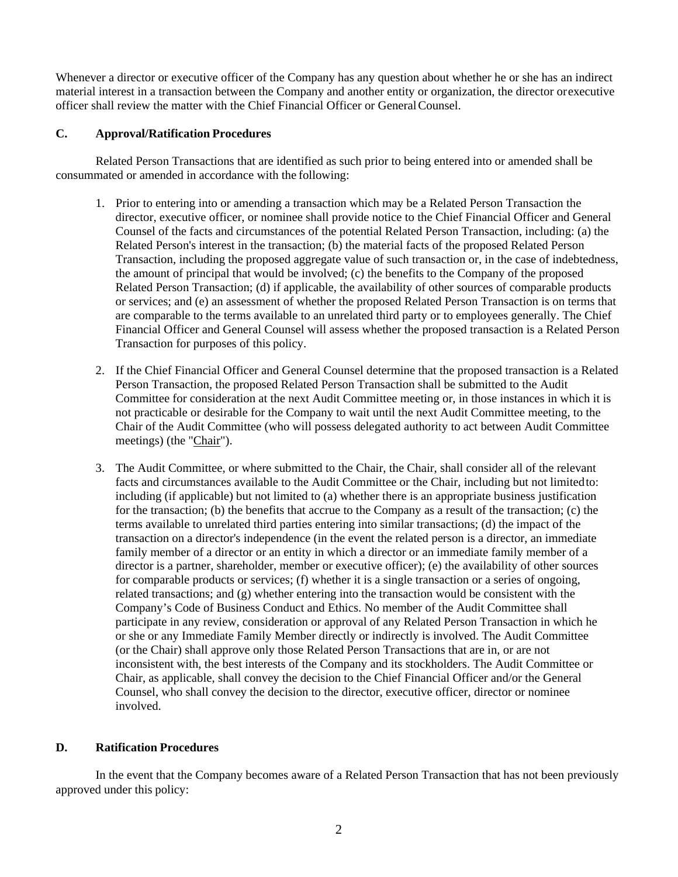Whenever a director or executive officer of the Company has any question about whether he or she has an indirect material interest in a transaction between the Company and another entity or organization, the director or executive officer shall review the matter with the Chief Financial Officer or General Counsel.

## C. Approval/Ratification Procedures

Related Person Transactions that are identified as such prior to being entered into or amended shall be consummated or amended in accordance with the following:

1. Prior to entering into or amending a transaction which may be a Related Person Transaction the director, executive officer, or nominee shall provide notice to the Chief Financial Officer and General Counsel of the facts and circumstances of the potential Related Person Transaction, including: (a) the Related Person's interest in the transaction; (b) the material facts of the proposed Related Person Transaction, including the proposed aggregate value of such transaction or, in the case of indebtedness, the amount of principal that would be involved; (c) the benefits to the Company of the proposed Related Person Transaction; (d) if applicable, the availability of other sources of comparable products or services; and (e) an assessment of whether the proposed Related Person Transaction is on terms that are comparable to the terms available to an unrelated third party or to employees generally. The Chief Financial Officer and General Counsel will assess whether the proposed transaction is a Related Person Transaction for purposes of this policy.

2. If the Chief Financial Officer and General Counsel determine that the proposed transaction is a Related Person Transaction, the proposed Related Person Transaction shall be submitted to the Audit Committee for consideration at the next Audit Committee meeting or, in those instances in which it is not practicable or desirable for the Company to wait until the next Audit Committee meeting, to the Chair of the Audit Committee (who will possess delegated authority to act between Audit Committee meetings) (the "Chair").

3. The Audit Committee, or where submitted to the Chair, the Chair, shall consider all of the relevant facts and circumstances available to the Audit Committee or the Chair, including but not limited to: including (if applicable) but not limited to (a) whether there is an appropriate business justification for the transaction; (b) the benefits that accrue to the Company as a result of the transaction; (c) the terms available to unrelated third parties entering into similar transactions; (d) the impact of the transaction on a director's independence (in the event the related person is a director, an immediate family member of a director or an entity in which a director or an immediate family member of a director is a partner, shareholder, member or executive officer); (e) the availability of other sources for comparable products or services; (f) whether it is a single transaction or a series of ongoing, related transactions; and (g) whether entering into the transaction would be consistent with the Company's Code of Business Conduct and Ethics. No member of the Audit Committee shall participate in any review, consideration or approval of any Related Person Transaction in which he or she or any Immediate Family Member directly or indirectly is involved. The Audit Committee (or the Chair) shall approve only those Related Person Transactions that are in, or are not inconsistent with, the best interests of the Company and its stockholders. The Audit Committee or Chair, as applicable, shall convey the decision to the Chief Financial Officer and/or the General Counsel, who shall convey the decision to the director, executive officer, director or nominee involved.

## D. Ratification Procedures

In the event that the Company becomes aware of a Related Person Transaction that has not been previously approved under this policy: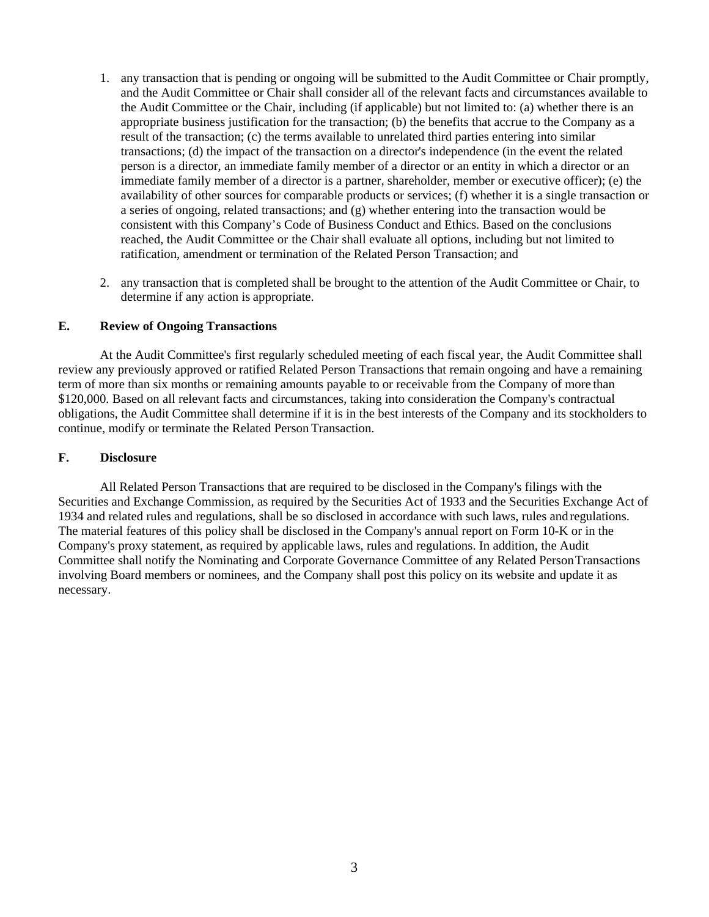1. any transaction that is pending or ongoing will be submitted to the Audit Committee or Chair promptly, and the Audit Committee or Chair shall consider all of the relevant facts and circumstances available to the Audit Committee or the Chair, including (if applicable) but not limited to: (a) whether there is an appropriate business justification for the transaction; (b) the benefits that accrue to the Company as a result of the transaction; (c) the terms available to unrelated third parties entering into similar transactions; (d) the impact of the transaction on a director's independence (in the event the related person is a director, an immediate family member of a director or an entity in which a director or an immediate family member of a director is a partner, shareholder, member or executive officer); (e) the availability of other sources for comparable products or services; (f) whether it is a single transaction or a series of ongoing, related transactions; and (g) whether entering into the transaction would be consistent with this Company's Code of Business Conduct and Ethics. Based on the conclusions reached, the Audit Committee or the Chair shall evaluate all options, including but not limited to ratification, amendment or termination of the Related Person Transaction; and

2. any transaction that is completed shall be brought to the attention of the Audit Committee or Chair, to determine if any action is appropriate.

### E. Review of Ongoing Transactions

At the Audit Committee's first regularly scheduled meeting of each fiscal year, the Audit Committee shall review any previously approved or ratified Related Person Transactions that remain ongoing and have a remaining term of more than six months or remaining amounts payable to or receivable from the Company of more than $120,000. Based on all relevant facts and circumstances, taking into consideration the Company's contractual obligations, the Audit Committee shall determine if it is in the best interests of the Company and its stockholders to continue, modify or terminate the Related Person Transaction.

### F. Disclosure

All Related Person Transactions that are required to be disclosed in the Company's filings with the Securities and Exchange Commission, as required by the Securities Act of 1933 and the Securities Exchange Act of 1934 and related rules and regulations, shall be so disclosed in accordance with such laws, rules and regulations. The material features of this policy shall be disclosed in the Company's annual report on Form 10-K or in the Company's proxy statement, as required by applicable laws, rules and regulations. In addition, the Audit Committee shall notify the Nominating and Corporate Governance Committee of any Related Person Transactions involving Board members or nominees, and the Company shall post this policy on its website and update it as necessary.